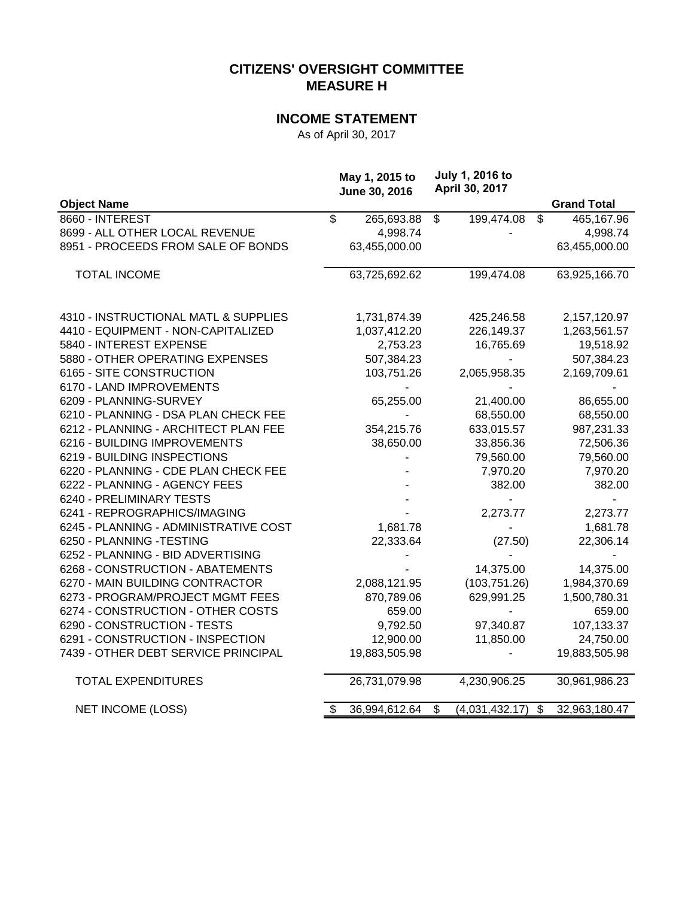# CITIZENS' OVERSIGHT COMMITTEE
# MEASURE H

## INCOME STATEMENT

As of April 30, 2017

| Object Name | May 1, 2015 to June 30, 2016 | July 1, 2016 to April 30, 2017 | Grand Total |
|---|---|---|---|
| 8660 - INTEREST | $ 265,693.88 | $ 199,474.08 | $ 465,167.96 |
| 8699 - ALL OTHER LOCAL REVENUE | 4,998.74 | - | 4,998.74 |
| 8951 - PROCEEDS FROM SALE OF BONDS | 63,455,000.00 | | 63,455,000.00 |
| TOTAL INCOME | 63,725,692.62 | 199,474.08 | 63,925,166.70 |
| | | | |
| 4310 - INSTRUCTIONAL MATL & SUPPLIES | 1,731,874.39 | 425,246.58 | 2,157,120.97 |
| 4410 - EQUIPMENT - NON-CAPITALIZED | 1,037,412.20 | 226,149.37 | 1,263,561.57 |
| 5840 - INTEREST EXPENSE | 2,753.23 | 16,765.69 | 19,518.92 |
| 5880 - OTHER OPERATING EXPENSES | 507,384.23 | - | 507,384.23 |
| 6165 - SITE CONSTRUCTION | 103,751.26 | 2,065,958.35 | 2,169,709.61 |
| 6170 - LAND IMPROVEMENTS | - | - | - |
| 6209 - PLANNING-SURVEY | 65,255.00 | 21,400.00 | 86,655.00 |
| 6210 - PLANNING - DSA PLAN CHECK FEE | - | 68,550.00 | 68,550.00 |
| 6212 - PLANNING - ARCHITECT PLAN FEE | 354,215.76 | 633,015.57 | 987,231.33 |
| 6216 - BUILDING IMPROVEMENTS | 38,650.00 | 33,856.36 | 72,506.36 |
| 6219 - BUILDING INSPECTIONS | - | 79,560.00 | 79,560.00 |
| 6220 - PLANNING - CDE PLAN CHECK FEE | - | 7,970.20 | 7,970.20 |
| 6222 - PLANNING - AGENCY FEES | - | 382.00 | 382.00 |
| 6240 - PRELIMINARY TESTS | - | - | - |
| 6241 - REPROGRAPHICS/IMAGING | - | 2,273.77 | 2,273.77 |
| 6245 - PLANNING - ADMINISTRATIVE COST | 1,681.78 | - | 1,681.78 |
| 6250 - PLANNING -TESTING | 22,333.64 | (27.50) | 22,306.14 |
| 6252 - PLANNING - BID ADVERTISING | - | - | - |
| 6268 - CONSTRUCTION - ABATEMENTS | - | 14,375.00 | 14,375.00 |
| 6270 - MAIN BUILDING CONTRACTOR | 2,088,121.95 | (103,751.26) | 1,984,370.69 |
| 6273 - PROGRAM/PROJECT MGMT FEES | 870,789.06 | 629,991.25 | 1,500,780.31 |
| 6274 - CONSTRUCTION - OTHER COSTS | 659.00 | - | 659.00 |
| 6290 - CONSTRUCTION - TESTS | 9,792.50 | 97,340.87 | 107,133.37 |
| 6291 - CONSTRUCTION - INSPECTION | 12,900.00 | 11,850.00 | 24,750.00 |
| 7439 - OTHER DEBT SERVICE PRINCIPAL | 19,883,505.98 | - | 19,883,505.98 |
| TOTAL EXPENDITURES | 26,731,079.98 | 4,230,906.25 | 30,961,986.23 |
| NET INCOME (LOSS) | $ 36,994,612.64 | $ (4,031,432.17) | $ 32,963,180.47 |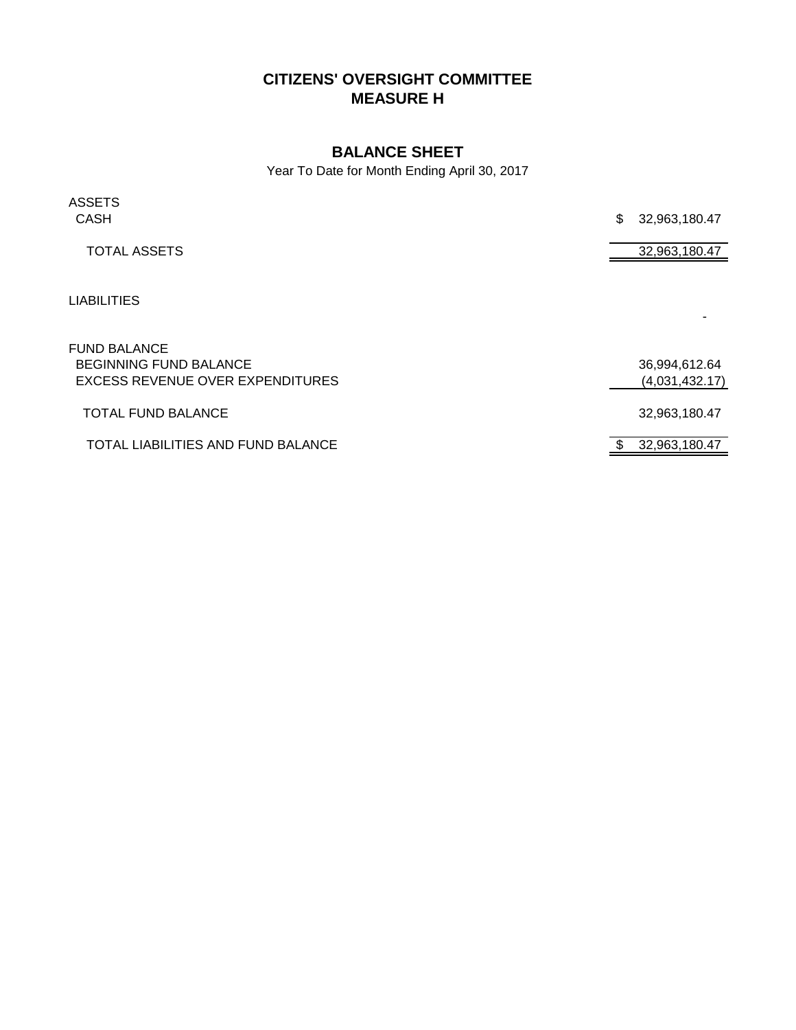# CITIZENS' OVERSIGHT COMMITTEE
# MEASURE H

## BALANCE SHEET

Year To Date for Month Ending April 30, 2017

| | |
|---|---|
| ASSETS | |
| CASH | $ 32,963,180.47 |
| TOTAL ASSETS | 32,963,180.47 |
| | |
| LIABILITIES | |
| | - |
| | |
| FUND BALANCE | |
| BEGINNING FUND BALANCE | 36,994,612.64 |
| EXCESS REVENUE OVER EXPENDITURES | (4,031,432.17) |
| TOTAL FUND BALANCE | 32,963,180.47 |
| TOTAL LIABILITIES AND FUND BALANCE | $ 32,963,180.47 |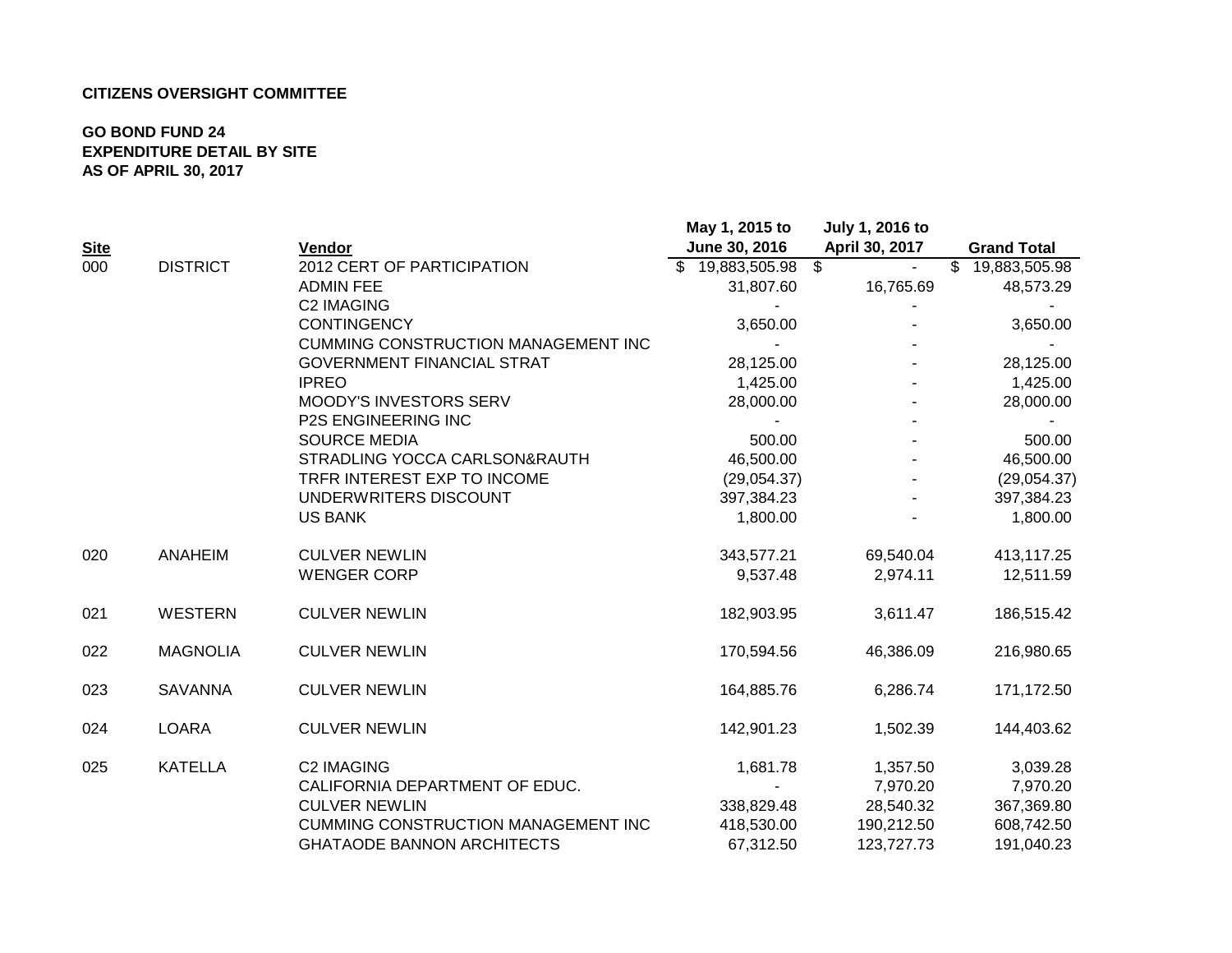**CITIZENS OVERSIGHT COMMITTEE**

**GO BOND FUND 24**
**EXPENDITURE DETAIL BY SITE**
**AS OF APRIL 30, 2017**

| Site | | Vendor | May 1, 2015 to June 30, 2016 | July 1, 2016 to April 30, 2017 | Grand Total |
|---|---|---|---|---|---|
| 000 | DISTRICT | 2012 CERT OF PARTICIPATION | $ 19,883,505.98 | $ - | $ 19,883,505.98 |
| | | ADMIN FEE | 31,807.60 | 16,765.69 | 48,573.29 |
| | | C2 IMAGING | - | - | - |
| | | CONTINGENCY | 3,650.00 | - | 3,650.00 |
| | | CUMMING CONSTRUCTION MANAGEMENT INC | - | - | - |
| | | GOVERNMENT FINANCIAL STRAT | 28,125.00 | - | 28,125.00 |
| | | IPREO | 1,425.00 | - | 1,425.00 |
| | | MOODY'S INVESTORS SERV | 28,000.00 | - | 28,000.00 |
| | | P2S ENGINEERING INC | - | - | - |
| | | SOURCE MEDIA | 500.00 | - | 500.00 |
| | | STRADLING YOCCA CARLSON&RAUTH | 46,500.00 | - | 46,500.00 |
| | | TRFR INTEREST EXP TO INCOME | (29,054.37) | - | (29,054.37) |
| | | UNDERWRITERS DISCOUNT | 397,384.23 | - | 397,384.23 |
| | | US BANK | 1,800.00 | - | 1,800.00 |
| 020 | ANAHEIM | CULVER NEWLIN | 343,577.21 | 69,540.04 | 413,117.25 |
| | | WENGER CORP | 9,537.48 | 2,974.11 | 12,511.59 |
| 021 | WESTERN | CULVER NEWLIN | 182,903.95 | 3,611.47 | 186,515.42 |
| 022 | MAGNOLIA | CULVER NEWLIN | 170,594.56 | 46,386.09 | 216,980.65 |
| 023 | SAVANNA | CULVER NEWLIN | 164,885.76 | 6,286.74 | 171,172.50 |
| 024 | LOARA | CULVER NEWLIN | 142,901.23 | 1,502.39 | 144,403.62 |
| 025 | KATELLA | C2 IMAGING | 1,681.78 | 1,357.50 | 3,039.28 |
| | | CALIFORNIA DEPARTMENT OF EDUC. | - | 7,970.20 | 7,970.20 |
| | | CULVER NEWLIN | 338,829.48 | 28,540.32 | 367,369.80 |
| | | CUMMING CONSTRUCTION MANAGEMENT INC | 418,530.00 | 190,212.50 | 608,742.50 |
| | | GHATAODE BANNON ARCHITECTS | 67,312.50 | 123,727.73 | 191,040.23 |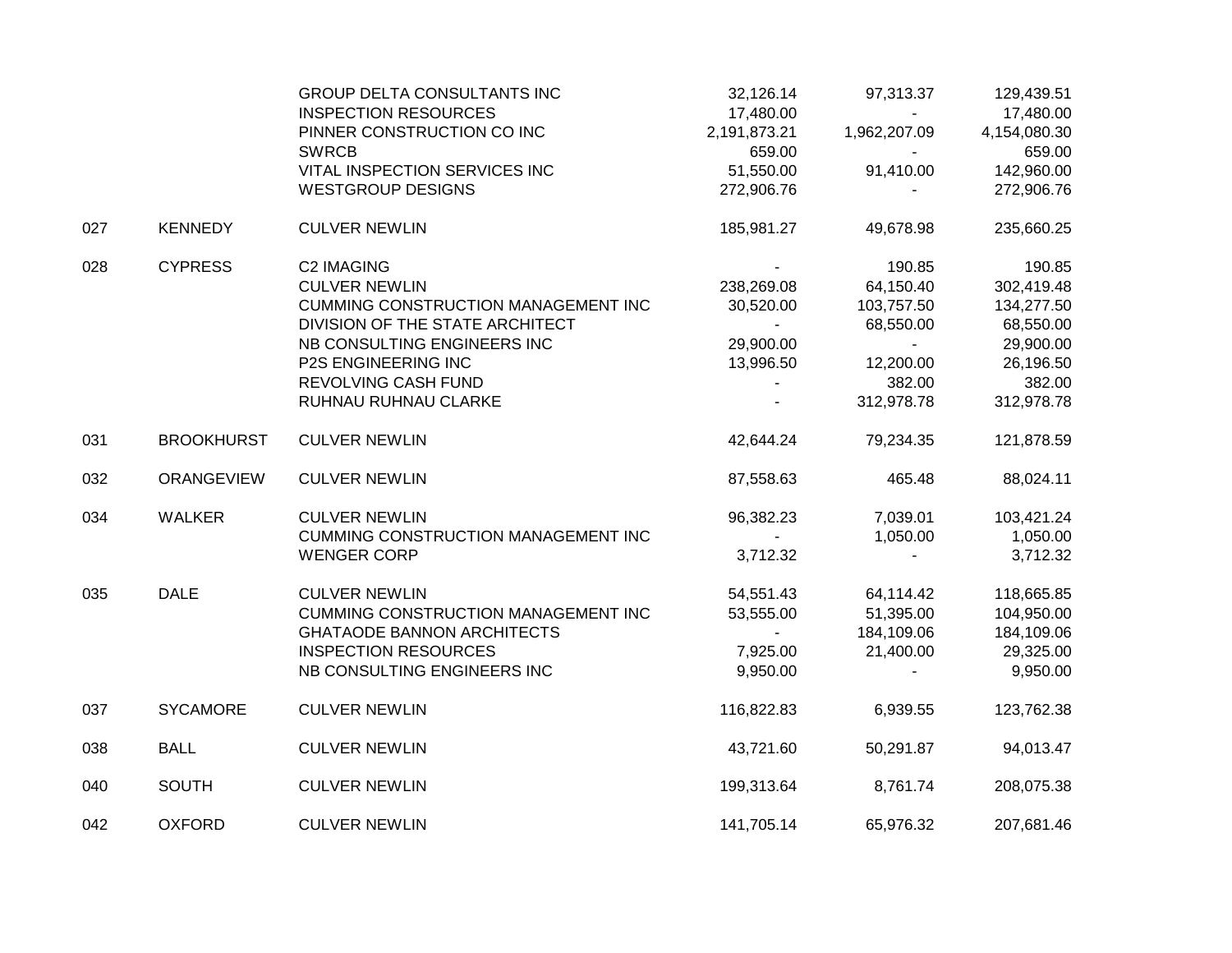| | | | | | |
|---|---|---|---|---|---|
| | | GROUP DELTA CONSULTANTS INC | 32,126.14 | 97,313.37 | 129,439.51 |
| | | INSPECTION RESOURCES | 17,480.00 | - | 17,480.00 |
| | | PINNER CONSTRUCTION CO INC | 2,191,873.21 | 1,962,207.09 | 4,154,080.30 |
| | | SWRCB | 659.00 | - | 659.00 |
| | | VITAL INSPECTION SERVICES INC | 51,550.00 | 91,410.00 | 142,960.00 |
| | | WESTGROUP DESIGNS | 272,906.76 | - | 272,906.76 |
| 027 | KENNEDY | CULVER NEWLIN | 185,981.27 | 49,678.98 | 235,660.25 |
| 028 | CYPRESS | C2 IMAGING | - | 190.85 | 190.85 |
| | | CULVER NEWLIN | 238,269.08 | 64,150.40 | 302,419.48 |
| | | CUMMING CONSTRUCTION MANAGEMENT INC | 30,520.00 | 103,757.50 | 134,277.50 |
| | | DIVISION OF THE STATE ARCHITECT | - | 68,550.00 | 68,550.00 |
| | | NB CONSULTING ENGINEERS INC | 29,900.00 | - | 29,900.00 |
| | | P2S ENGINEERING INC | 13,996.50 | 12,200.00 | 26,196.50 |
| | | REVOLVING CASH FUND | - | 382.00 | 382.00 |
| | | RUHNAU RUHNAU CLARKE | - | 312,978.78 | 312,978.78 |
| 031 | BROOKHURST | CULVER NEWLIN | 42,644.24 | 79,234.35 | 121,878.59 |
| 032 | ORANGEVIEW | CULVER NEWLIN | 87,558.63 | 465.48 | 88,024.11 |
| 034 | WALKER | CULVER NEWLIN | 96,382.23 | 7,039.01 | 103,421.24 |
| | | CUMMING CONSTRUCTION MANAGEMENT INC | - | 1,050.00 | 1,050.00 |
| | | WENGER CORP | 3,712.32 | - | 3,712.32 |
| 035 | DALE | CULVER NEWLIN | 54,551.43 | 64,114.42 | 118,665.85 |
| | | CUMMING CONSTRUCTION MANAGEMENT INC | 53,555.00 | 51,395.00 | 104,950.00 |
| | | GHATAODE BANNON ARCHITECTS | - | 184,109.06 | 184,109.06 |
| | | INSPECTION RESOURCES | 7,925.00 | 21,400.00 | 29,325.00 |
| | | NB CONSULTING ENGINEERS INC | 9,950.00 | - | 9,950.00 |
| 037 | SYCAMORE | CULVER NEWLIN | 116,822.83 | 6,939.55 | 123,762.38 |
| 038 | BALL | CULVER NEWLIN | 43,721.60 | 50,291.87 | 94,013.47 |
| 040 | SOUTH | CULVER NEWLIN | 199,313.64 | 8,761.74 | 208,075.38 |
| 042 | OXFORD | CULVER NEWLIN | 141,705.14 | 65,976.32 | 207,681.46 |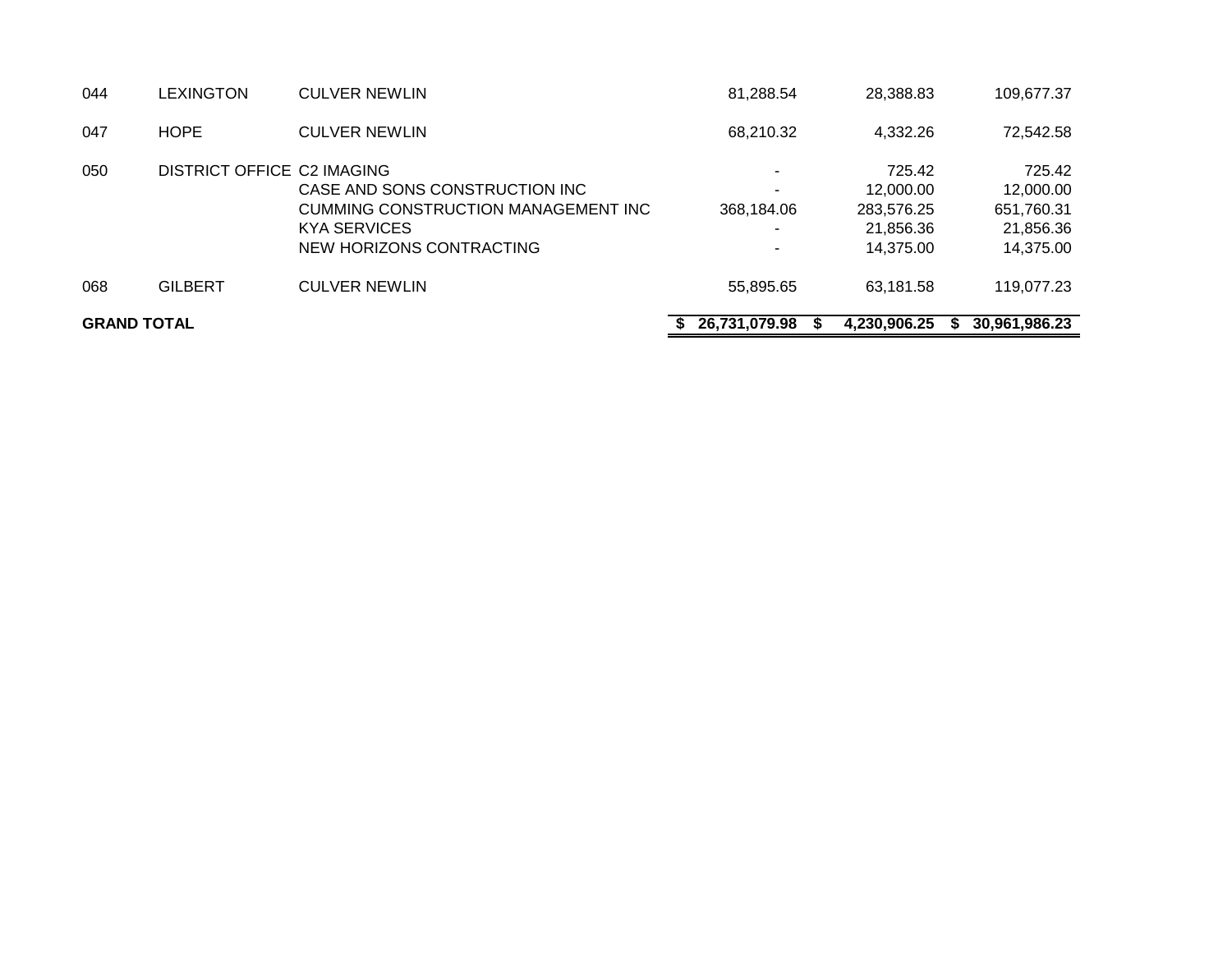| | | | | | |
|---|---|---|---|---|---|
| 044 | LEXINGTON | CULVER NEWLIN | 81,288.54 | 28,388.83 | 109,677.37 |
| 047 | HOPE | CULVER NEWLIN | 68,210.32 | 4,332.26 | 72,542.58 |
| 050 | DISTRICT OFFICE | C2 IMAGING | - | 725.42 | 725.42 |
| | | CASE AND SONS CONSTRUCTION INC | - | 12,000.00 | 12,000.00 |
| | | CUMMING CONSTRUCTION MANAGEMENT INC | 368,184.06 | 283,576.25 | 651,760.31 |
| | | KYA SERVICES | - | 21,856.36 | 21,856.36 |
| | | NEW HORIZONS CONTRACTING | - | 14,375.00 | 14,375.00 |
| 068 | GILBERT | CULVER NEWLIN | 55,895.65 | 63,181.58 | 119,077.23 |
| **GRAND TOTAL** | | | **$ 26,731,079.98** | **$ 4,230,906.25** | **$ 30,961,986.23** |